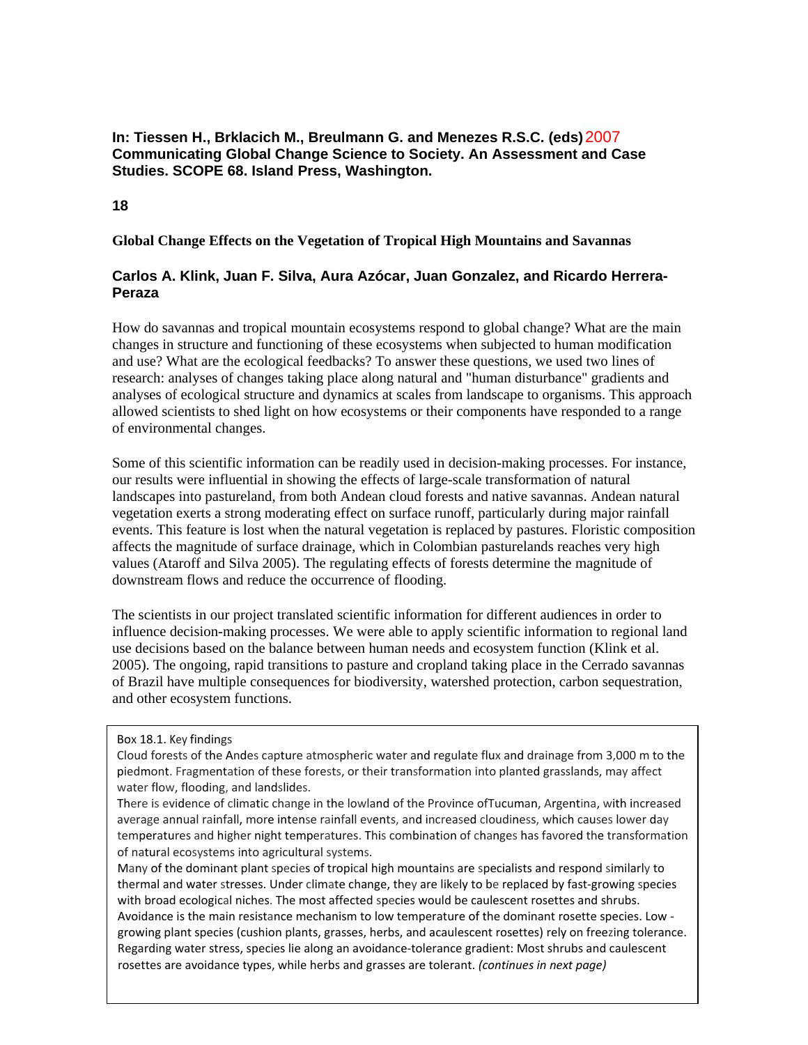**In: Tiessen H., Brklacich M., Breulmann G. and Menezes R.S.C. (eds)** 2007
**Communicating Global Change Science to Society. An Assessment and Case Studies. SCOPE 68. Island Press, Washington.**

**18**

## Global Change Effects on the Vegetation of Tropical High Mountains and Savannas

**Carlos A. Klink, Juan F. Silva, Aura Azócar, Juan Gonzalez, and Ricardo Herrera-Peraza**

How do savannas and tropical mountain ecosystems respond to global change? What are the main changes in structure and functioning of these ecosystems when subjected to human modification and use? What are the ecological feedbacks? To answer these questions, we used two lines of research: analyses of changes taking place along natural and "human disturbance" gradients and analyses of ecological structure and dynamics at scales from landscape to organisms. This approach allowed scientists to shed light on how ecosystems or their components have responded to a range of environmental changes.

Some of this scientific information can be readily used in decision-making processes. For instance, our results were influential in showing the effects of large-scale transformation of natural landscapes into pastureland, from both Andean cloud forests and native savannas. Andean natural vegetation exerts a strong moderating effect on surface runoff, particularly during major rainfall events. This feature is lost when the natural vegetation is replaced by pastures. Floristic composition affects the magnitude of surface drainage, which in Colombian pasturelands reaches very high values (Ataroff and Silva 2005). The regulating effects of forests determine the magnitude of downstream flows and reduce the occurrence of flooding.

The scientists in our project translated scientific information for different audiences in order to influence decision-making processes. We were able to apply scientific information to regional land use decisions based on the balance between human needs and ecosystem function (Klink et al. 2005). The ongoing, rapid transitions to pasture and cropland taking place in the Cerrado savannas of Brazil have multiple consequences for biodiversity, watershed protection, carbon sequestration, and other ecosystem functions.

Box 18.1. Key findings

Cloud forests of the Andes capture atmospheric water and regulate flux and drainage from 3,000 m to the piedmont. Fragmentation of these forests, or their transformation into planted grasslands, may affect water flow, flooding, and landslides.

There is evidence of climatic change in the lowland of the Province ofTucuman, Argentina, with increased average annual rainfall, more intense rainfall events, and increased cloudiness, which causes lower day temperatures and higher night temperatures. This combination of changes has favored the transformation of natural ecosystems into agricultural systems.

Many of the dominant plant species of tropical high mountains are specialists and respond similarly to thermal and water stresses. Under climate change, they are likely to be replaced by fast-growing species with broad ecological niches. The most affected species would be caulescent rosettes and shrubs. Avoidance is the main resistance mechanism to low temperature of the dominant rosette species. Low - growing plant species (cushion plants, grasses, herbs, and acaulescent rosettes) rely on freezing tolerance. Regarding water stress, species lie along an avoidance-tolerance gradient: Most shrubs and caulescent rosettes are avoidance types, while herbs and grasses are tolerant. *(continues in next page)*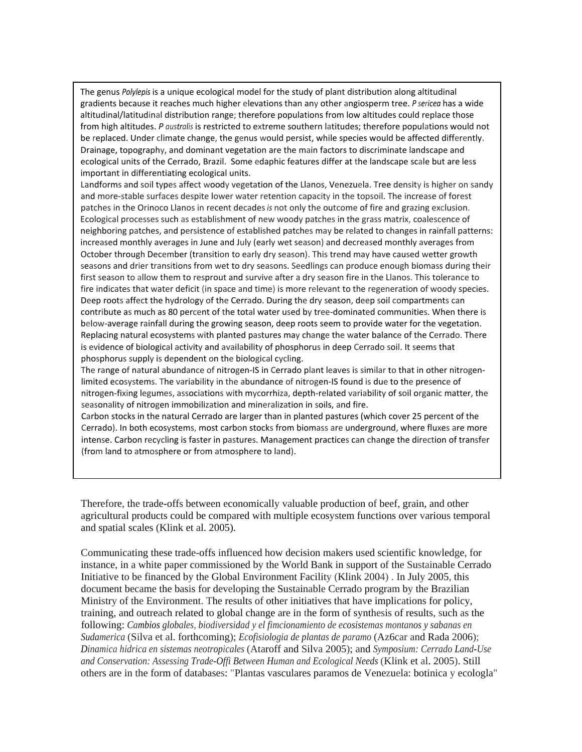The genus *Polylepis* is a unique ecological model for the study of plant distribution along altitudinal gradients because it reaches much higher elevations than any other angiosperm tree. *P sericea* has a wide altitudinal/latitudinal distribution range; therefore populations from low altitudes could replace those from high altitudes. *P australis* is restricted to extreme southern latitudes; therefore populations would not be replaced. Under climate change, the genus would persist, while species would be affected differently. Drainage, topography, and dominant vegetation are the main factors to discriminate landscape and ecological units of the Cerrado, Brazil. Some edaphic features differ at the landscape scale but are less important in differentiating ecological units.

Landforms and soil types affect woody vegetation of the Llanos, Venezuela. Tree density is higher on sandy and more-stable surfaces despite lower water retention capacity in the topsoil. The increase of forest patches in the Orinoco Llanos in recent decades *is* not only the outcome of fire and grazing exclusion. Ecological processes such as establishment of new woody patches in the grass matrix, coalescence of neighboring patches, and persistence of established patches may be related to changes in rainfall patterns: increased monthly averages in June and July (early wet season) and decreased monthly averages from October through December (transition to early dry season). This trend may have caused wetter growth seasons and drier transitions from wet to dry seasons. Seedlings can produce enough biomass during their first season to allow them to resprout and survive after a dry season fire in the Llanos. This tolerance to fire indicates that water deficit (in space and time) is more relevant to the regeneration of woody species. Deep roots affect the hydrology of the Cerrado. During the dry season, deep soil compartments can contribute as much as 80 percent of the total water used by tree-dominated communities. When there is below-average rainfall during the growing season, deep roots seem to provide water for the vegetation. Replacing natural ecosystems with planted pastures may change the water balance of the Cerrado. There is evidence of biological activity and availability of phosphorus in deep Cerrado soil. It seems that phosphorus supply is dependent on the biological cycling.

The range of natural abundance of nitrogen-IS in Cerrado plant leaves is similar to that in other nitrogen-limited ecosystems. The variability in the abundance of nitrogen-IS found is due to the presence of nitrogen-fixing legumes, associations with mycorrhiza, depth-related variability of soil organic matter, the seasonality of nitrogen immobilization and mineralization in soils, and fire.

Carbon stocks in the natural Cerrado are larger than in planted pastures (which cover 25 percent of the Cerrado). In both ecosystems, most carbon stocks from biomass are underground, where fluxes are more intense. Carbon recycling is faster in pastures. Management practices can change the direction of transfer (from land to atmosphere or from atmosphere to land).

Therefore, the trade-offs between economically valuable production of beef, grain, and other agricultural products could be compared with multiple ecosystem functions over various temporal and spatial scales (Klink et al. 2005).

Communicating these trade-offs influenced how decision makers used scientific knowledge, for instance, in a white paper commissioned by the World Bank in support of the Sustainable Cerrado Initiative to be financed by the Global Environment Facility (Klink 2004) . In July 2005, this document became the basis for developing the Sustainable Cerrado program by the Brazilian Ministry of the Environment. The results of other initiatives that have implications for policy, training, and outreach related to global change are in the form of synthesis of results, such as the following: *Cambios globales, biodiversidad y el fimcionamiento de ecosistemas montanos y sabanas en Sudamerica* (Silva et al. forthcoming); *Ecofisiologia de plantas de paramo* (Az6car and Rada 2006); *Dinamica hidrica en sistemas neotropicales* (Ataroff and Silva 2005); and *Symposium: Cerrado Land-Use and Conservation: Assessing Trade-Offi Between Human and Ecological Needs* (Klink et al. 2005). Still others are in the form of databases: "Plantas vasculares paramos de Venezuela: botinica y ecologla"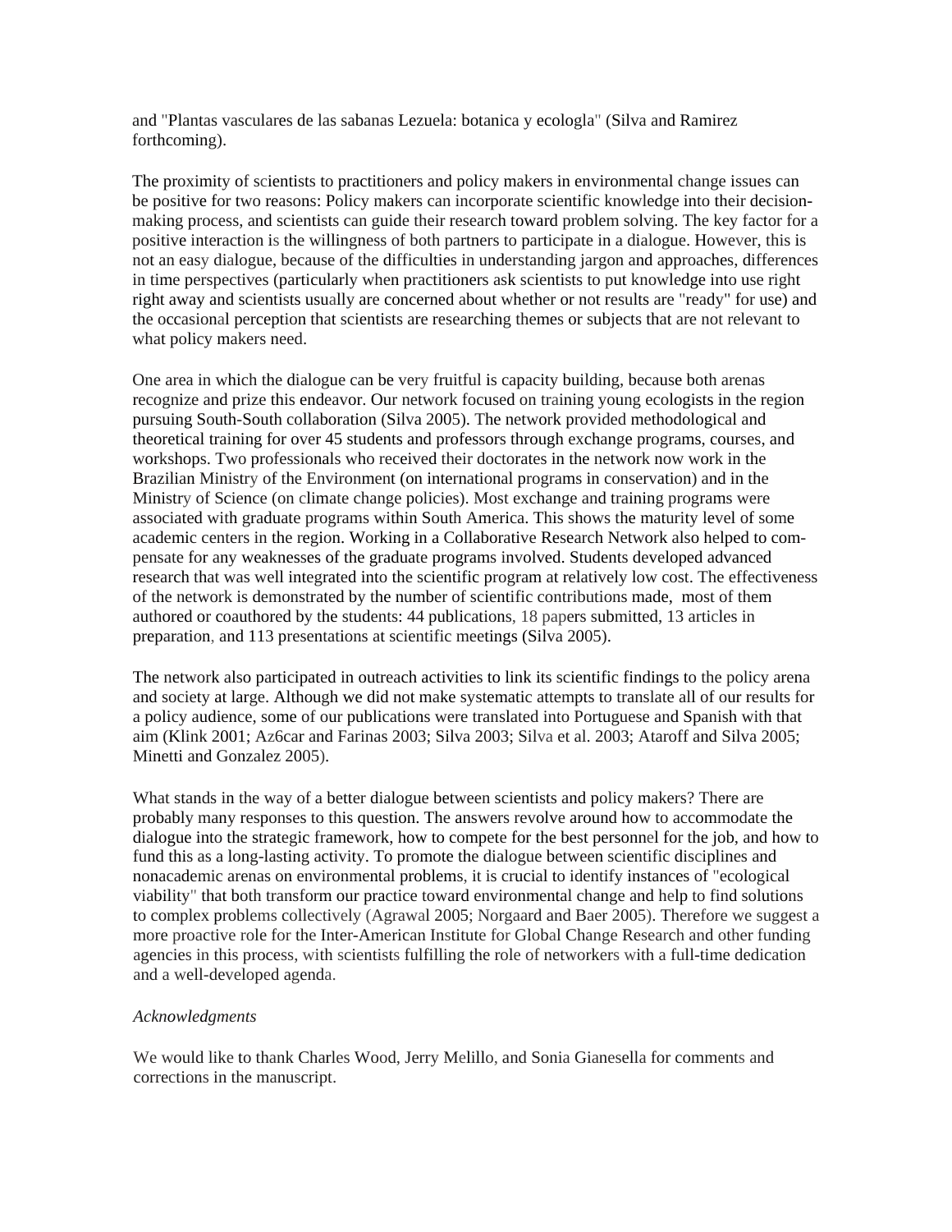and "Plantas vasculares de las sabanas Lezuela: botanica y ecologla" (Silva and Ramirez forthcoming).

The proximity of scientists to practitioners and policy makers in environmental change issues can be positive for two reasons: Policy makers can incorporate scientific knowledge into their decision-making process, and scientists can guide their research toward problem solving. The key factor for a positive interaction is the willingness of both partners to participate in a dialogue. However, this is not an easy dialogue, because of the difficulties in understanding jargon and approaches, differences in time perspectives (particularly when practitioners ask scientists to put knowledge into use right right away and scientists usually are concerned about whether or not results are "ready" for use) and the occasional perception that scientists are researching themes or subjects that are not relevant to what policy makers need.

One area in which the dialogue can be very fruitful is capacity building, because both arenas recognize and prize this endeavor. Our network focused on training young ecologists in the region pursuing South-South collaboration (Silva 2005). The network provided methodological and theoretical training for over 45 students and professors through exchange programs, courses, and workshops. Two professionals who received their doctorates in the network now work in the Brazilian Ministry of the Environment (on international programs in conservation) and in the Ministry of Science (on climate change policies). Most exchange and training programs were associated with graduate programs within South America. This shows the maturity level of some academic centers in the region. Working in a Collaborative Research Network also helped to compensate for any weaknesses of the graduate programs involved. Students developed advanced research that was well integrated into the scientific program at relatively low cost. The effectiveness of the network is demonstrated by the number of scientific contributions made, most of them authored or coauthored by the students: 44 publications, 18 papers submitted, 13 articles in preparation, and 113 presentations at scientific meetings (Silva 2005).

The network also participated in outreach activities to link its scientific findings to the policy arena and society at large. Although we did not make systematic attempts to translate all of our results for a policy audience, some of our publications were translated into Portuguese and Spanish with that aim (Klink 2001; Az6car and Farinas 2003; Silva 2003; Silva et al. 2003; Ataroff and Silva 2005; Minetti and Gonzalez 2005).

What stands in the way of a better dialogue between scientists and policy makers? There are probably many responses to this question. The answers revolve around how to accommodate the dialogue into the strategic framework, how to compete for the best personnel for the job, and how to fund this as a long-lasting activity. To promote the dialogue between scientific disciplines and nonacademic arenas on environmental problems, it is crucial to identify instances of "ecological viability" that both transform our practice toward environmental change and help to find solutions to complex problems collectively (Agrawal 2005; Norgaard and Baer 2005). Therefore we suggest a more proactive role for the Inter-American Institute for Global Change Research and other funding agencies in this process, with scientists fulfilling the role of networkers with a full-time dedication and a well-developed agenda.

*Acknowledgments*

We would like to thank Charles Wood, Jerry Melillo, and Sonia Gianesella for comments and corrections in the manuscript.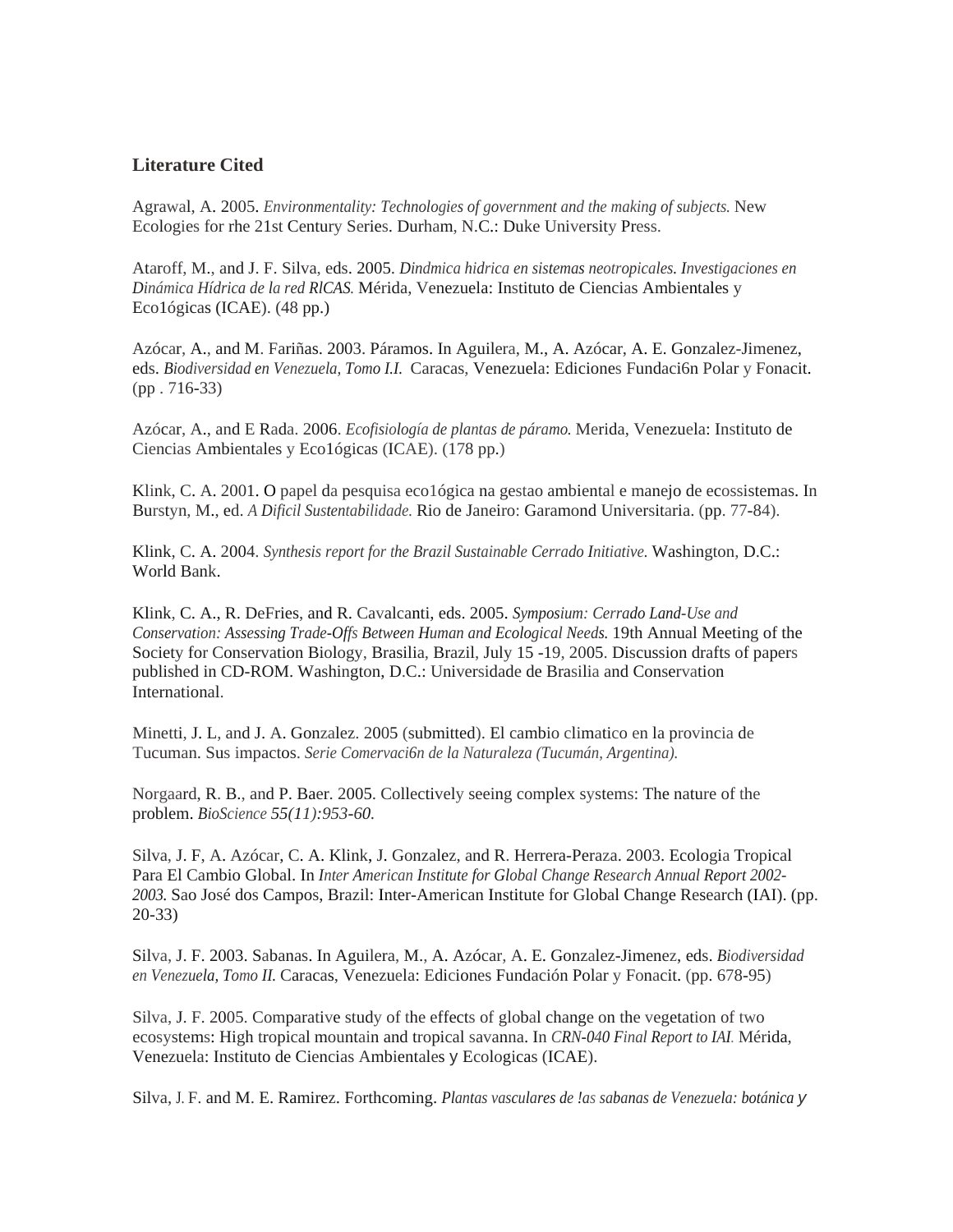## Literature Cited

Agrawal, A. 2005. *Environmentality: Technologies of government and the making of subjects.* New Ecologies for rhe 21st Century Series. Durham, N.C.: Duke University Press.

Ataroff, M., and J. F. Silva, eds. 2005. *Dindmica hidrica en sistemas neotropicales. Investigaciones en Dinámica Hídrica de la red RlCAS.* Mérida, Venezuela: Instituto de Ciencias Ambientales y Eco1ógicas (ICAE). (48 pp.)

Azócar, A., and M. Fariñas. 2003. Páramos. In Aguilera, M., A. Azócar, A. E. Gonzalez-Jimenez, eds. *Biodiversidad en Venezuela, Tomo I.I.* Caracas, Venezuela: Ediciones Fundaci6n Polar y Fonacit. (pp . 716-33)

Azócar, A., and E Rada. 2006. *Ecofisiología de plantas de páramo.* Merida, Venezuela: Instituto de Ciencias Ambientales y Eco1ógicas (ICAE). (178 pp.)

Klink, C. A. 2001. O papel da pesquisa eco1ógica na gestao ambiental e manejo de ecossistemas. In Burstyn, M., ed. *A Dificil Sustentabilidade.* Rio de Janeiro: Garamond Universitaria. (pp. 77-84).

Klink, C. A. 2004. *Synthesis report for the Brazil Sustainable Cerrado Initiative.* Washington, D.C.: World Bank.

Klink, C. A., R. DeFries, and R. Cavalcanti, eds. 2005. *Symposium: Cerrado Land-Use and Conservation: Assessing Trade-Offs Between Human and Ecological Needs.* 19th Annual Meeting of the Society for Conservation Biology, Brasilia, Brazil, July 15 -19, 2005. Discussion drafts of papers published in CD-ROM. Washington, D.C.: Universidade de Brasilia and Conservation International.

Minetti, J. L, and J. A. Gonzalez. 2005 (submitted). El cambio climatico en la provincia de Tucuman. Sus impactos. *Serie Comervaci6n de la Naturaleza (Tucumán, Argentina).*

Norgaard, R. B., and P. Baer. 2005. Collectively seeing complex systems: The nature of the problem. *BioScience 55(11):953-60.*

Silva, J. F, A. Azócar, C. A. Klink, J. Gonzalez, and R. Herrera-Peraza. 2003. Ecologia Tropical Para El Cambio Global. In *Inter American Institute for Global Change Research Annual Report 2002-2003.* Sao José dos Campos, Brazil: Inter-American Institute for Global Change Research (IAI). (pp. 20-33)

Silva, J. F. 2003. Sabanas. In Aguilera, M., A. Azócar, A. E. Gonzalez-Jimenez, eds. *Biodiversidad en Venezuela, Tomo II.* Caracas, Venezuela: Ediciones Fundación Polar y Fonacit. (pp. 678-95)

Silva, J. F. 2005. Comparative study of the effects of global change on the vegetation of two ecosystems: High tropical mountain and tropical savanna. In *CRN-040 Final Report to IAI.* Mérida, Venezuela: Instituto de Ciencias Ambientales y Ecologicas (ICAE).

Silva, J. F. and M. E. Ramirez. Forthcoming. *Plantas vasculares de !as sabanas de Venezuela: botánica y*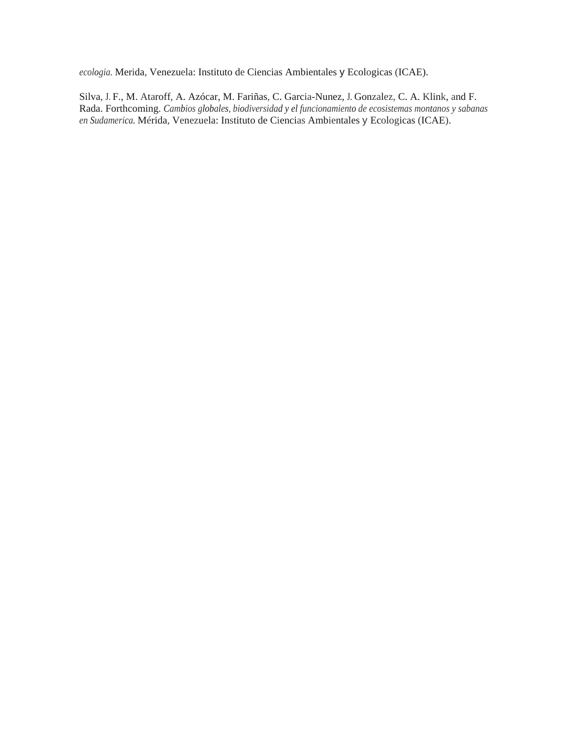*ecologia.* Merida, Venezuela: Instituto de Ciencias Ambientales y Ecologicas (ICAE).

Silva, J. F., M. Ataroff, A. Azócar, M. Fariñas, C. Garcia-Nunez, J. Gonzalez, C. A. Klink, and F. Rada. Forthcoming. *Cambios globales, biodiversidad y el funcionamiento de ecosistemas montanos y sabanas en Sudamerica.* Mérida, Venezuela: Instituto de Ciencias Ambientales y Ecologicas (ICAE).